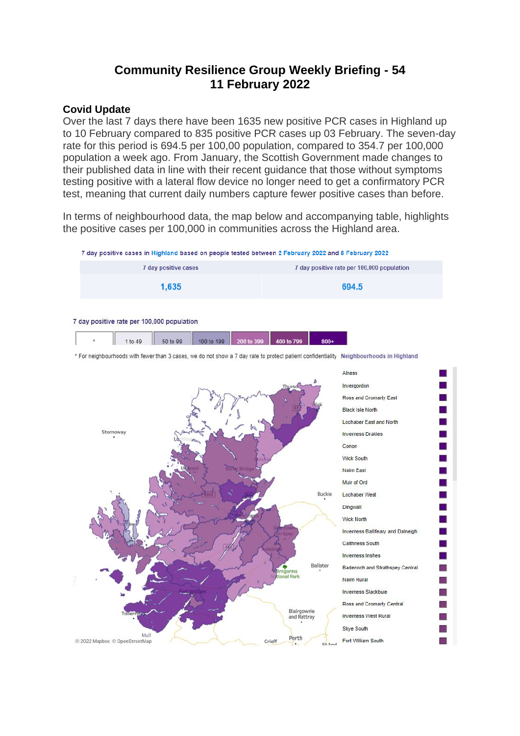# Community Resilience Group Weekly Briefing - 54
# 11 February 2022

## Covid Update

Over the last 7 days there have been 1635 new positive PCR cases in Highland up to 10 February compared to 835 positive PCR cases up 03 February. The seven-day rate for this period is 694.5 per 100,00 population, compared to 354.7 per 100,000 population a week ago. From January, the Scottish Government made changes to their published data in line with their recent guidance that those without symptoms testing positive with a lateral flow device no longer need to get a confirmatory PCR test, meaning that current daily numbers capture fewer positive cases than before.

In terms of neighbourhood data, the map below and accompanying table, highlights the positive cases per 100,000 in communities across the Highland area.

7 day positive cases in Highland based on people tested between 2 February 2022 and 8 February 2022

| 7 day positive cases | 7 day positive rate per 100,000 population |
|---|---|
| 1,635 | 694.5 |

7 day positive rate per 100,000 population

| * | 1 to 49 | 50 to 99 | 100 to 199 | 200 to 399 | 400 to 799 | 800+ |
|---|---|---|---|---|---|---|

* For neighbourhoods with fewer than 3 cases, we do not show a 7 day rate to protect patient confidentiality

Neighbourhoods in Highland

- Alness
- Invergordon
- Ross and Cromarty East
- Black Isle North
- Lochaber East and North
- Inverness Drakies
- Conon
- Wick South
- Nairn East
- Muir of Ord
- Lochaber West
- Dingwall
- Wick North
- Inverness Balifeary and Dalneigh
- Caithness South
- Inverness Inshes
- Badenoch and Strathspey Central
- Nairn Rural
- Inverness Slackbuie
- Ross and Cromarty Central
- Inverness West Rural
- Skye South
- Fort William South

© 2022 Mapbox © OpenStreetMap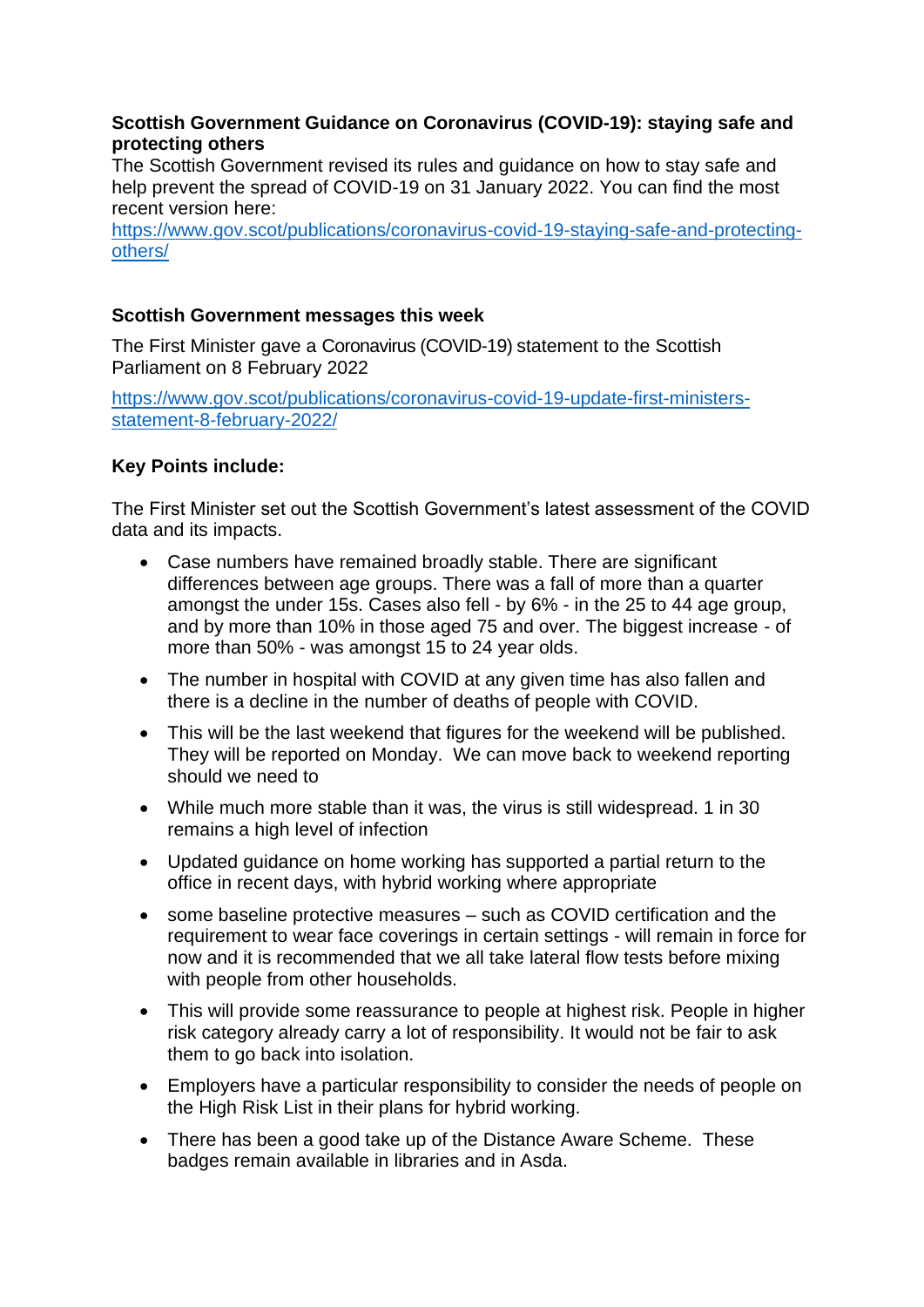**Scottish Government Guidance on Coronavirus (COVID-19): staying safe and protecting others**

The Scottish Government revised its rules and guidance on how to stay safe and help prevent the spread of COVID-19 on 31 January 2022. You can find the most recent version here: [https://www.gov.scot/publications/coronavirus-covid-19-staying-safe-and-protecting-others/](https://www.gov.scot/publications/coronavirus-covid-19-staying-safe-and-protecting-others/)

**Scottish Government messages this week**

The First Minister gave a Coronavirus (COVID-19) statement to the Scottish Parliament on 8 February 2022

[https://www.gov.scot/publications/coronavirus-covid-19-update-first-ministers-statement-8-february-2022/](https://www.gov.scot/publications/coronavirus-covid-19-update-first-ministers-statement-8-february-2022/)

**Key Points include:**

The First Minister set out the Scottish Government's latest assessment of the COVID data and its impacts.

- Case numbers have remained broadly stable. There are significant differences between age groups. There was a fall of more than a quarter amongst the under 15s. Cases also fell - by 6% - in the 25 to 44 age group, and by more than 10% in those aged 75 and over. The biggest increase - of more than 50% - was amongst 15 to 24 year olds.
- The number in hospital with COVID at any given time has also fallen and there is a decline in the number of deaths of people with COVID.
- This will be the last weekend that figures for the weekend will be published. They will be reported on Monday. We can move back to weekend reporting should we need to
- While much more stable than it was, the virus is still widespread. 1 in 30 remains a high level of infection
- Updated guidance on home working has supported a partial return to the office in recent days, with hybrid working where appropriate
- some baseline protective measures – such as COVID certification and the requirement to wear face coverings in certain settings - will remain in force for now and it is recommended that we all take lateral flow tests before mixing with people from other households.
- This will provide some reassurance to people at highest risk. People in higher risk category already carry a lot of responsibility. It would not be fair to ask them to go back into isolation.
- Employers have a particular responsibility to consider the needs of people on the High Risk List in their plans for hybrid working.
- There has been a good take up of the Distance Aware Scheme. These badges remain available in libraries and in Asda.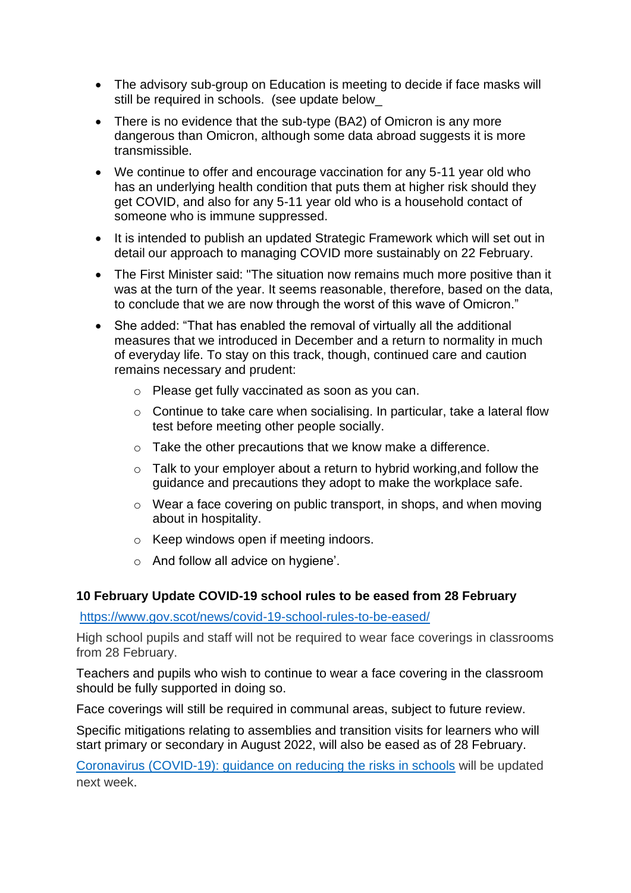- The advisory sub-group on Education is meeting to decide if face masks will still be required in schools.  (see update below_
- There is no evidence that the sub-type (BA2) of Omicron is any more dangerous than Omicron, although some data abroad suggests it is more transmissible.
- We continue to offer and encourage vaccination for any 5-11 year old who has an underlying health condition that puts them at higher risk should they get COVID, and also for any 5-11 year old who is a household contact of someone who is immune suppressed.
- It is intended to publish an updated Strategic Framework which will set out in detail our approach to managing COVID more sustainably on 22 February.
- The First Minister said: "The situation now remains much more positive than it was at the turn of the year. It seems reasonable, therefore, based on the data, to conclude that we are now through the worst of this wave of Omicron."
- She added: "That has enabled the removal of virtually all the additional measures that we introduced in December and a return to normality in much of everyday life. To stay on this track, though, continued care and caution remains necessary and prudent:
  - Please get fully vaccinated as soon as you can.
  - Continue to take care when socialising. In particular, take a lateral flow test before meeting other people socially.
  - Take the other precautions that we know make a difference.
  - Talk to your employer about a return to hybrid working,and follow the guidance and precautions they adopt to make the workplace safe.
  - Wear a face covering on public transport, in shops, and when moving about in hospitality.
  - Keep windows open if meeting indoors.
  - And follow all advice on hygiene'.

**10 February Update COVID-19 school rules to be eased from 28 February**

https://www.gov.scot/news/covid-19-school-rules-to-be-eased/

High school pupils and staff will not be required to wear face coverings in classrooms from 28 February.

Teachers and pupils who wish to continue to wear a face covering in the classroom should be fully supported in doing so.

Face coverings will still be required in communal areas, subject to future review.

Specific mitigations relating to assemblies and transition visits for learners who will start primary or secondary in August 2022, will also be eased as of 28 February.

Coronavirus (COVID-19): guidance on reducing the risks in schools will be updated next week.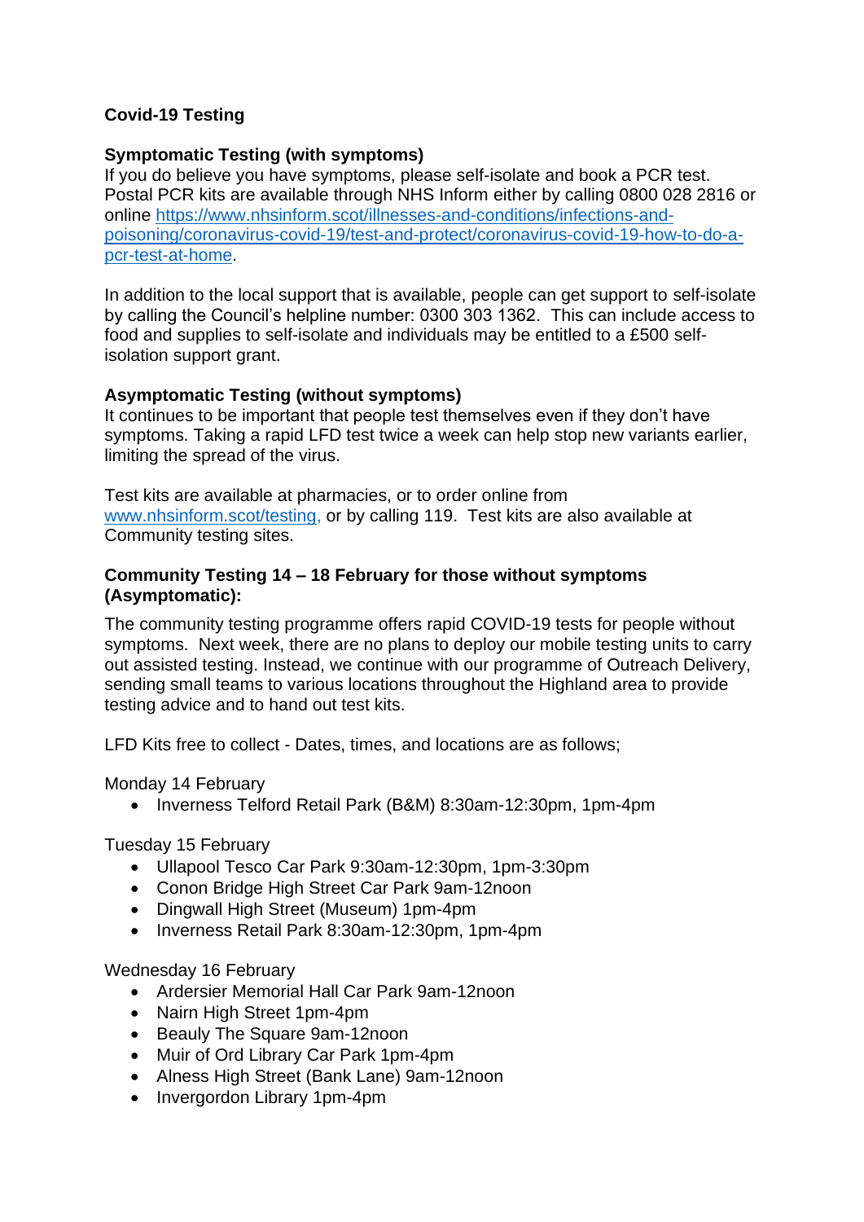**Covid-19 Testing**

**Symptomatic Testing (with symptoms)**
If you do believe you have symptoms, please self-isolate and book a PCR test. Postal PCR kits are available through NHS Inform either by calling 0800 028 2816 or online [https://www.nhsinform.scot/illnesses-and-conditions/infections-and-poisoning/coronavirus-covid-19/test-and-protect/coronavirus-covid-19-how-to-do-a-pcr-test-at-home](https://www.nhsinform.scot/illnesses-and-conditions/infections-and-poisoning/coronavirus-covid-19/test-and-protect/coronavirus-covid-19-how-to-do-a-pcr-test-at-home).

In addition to the local support that is available, people can get support to self-isolate by calling the Council's helpline number: 0300 303 1362. This can include access to food and supplies to self-isolate and individuals may be entitled to a £500 self-isolation support grant.

**Asymptomatic Testing (without symptoms)**
It continues to be important that people test themselves even if they don't have symptoms. Taking a rapid LFD test twice a week can help stop new variants earlier, limiting the spread of the virus.

Test kits are available at pharmacies, or to order online from [www.nhsinform.scot/testing](http://www.nhsinform.scot/testing), or by calling 119. Test kits are also available at Community testing sites.

**Community Testing 14 – 18 February for those without symptoms (Asymptomatic):**

The community testing programme offers rapid COVID-19 tests for people without symptoms. Next week, there are no plans to deploy our mobile testing units to carry out assisted testing. Instead, we continue with our programme of Outreach Delivery, sending small teams to various locations throughout the Highland area to provide testing advice and to hand out test kits.

LFD Kits free to collect - Dates, times, and locations are as follows;

Monday 14 February

- Inverness Telford Retail Park (B&M) 8:30am-12:30pm, 1pm-4pm

Tuesday 15 February

- Ullapool Tesco Car Park 9:30am-12:30pm, 1pm-3:30pm
- Conon Bridge High Street Car Park 9am-12noon
- Dingwall High Street (Museum) 1pm-4pm
- Inverness Retail Park 8:30am-12:30pm, 1pm-4pm

Wednesday 16 February

- Ardersier Memorial Hall Car Park 9am-12noon
- Nairn High Street 1pm-4pm
- Beauly The Square 9am-12noon
- Muir of Ord Library Car Park 1pm-4pm
- Alness High Street (Bank Lane) 9am-12noon
- Invergordon Library 1pm-4pm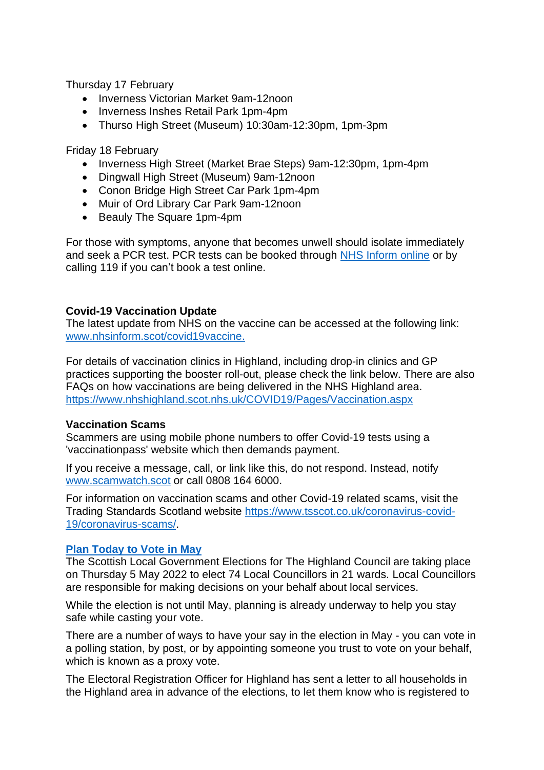Thursday 17 February

- Inverness Victorian Market 9am-12noon
- Inverness Inshes Retail Park 1pm-4pm
- Thurso High Street (Museum) 10:30am-12:30pm, 1pm-3pm

Friday 18 February

- Inverness High Street (Market Brae Steps) 9am-12:30pm, 1pm-4pm
- Dingwall High Street (Museum) 9am-12noon
- Conon Bridge High Street Car Park 1pm-4pm
- Muir of Ord Library Car Park 9am-12noon
- Beauly The Square 1pm-4pm

For those with symptoms, anyone that becomes unwell should isolate immediately and seek a PCR test. PCR tests can be booked through [NHS Inform online](NHS Inform online) or by calling 119 if you can't book a test online.

**Covid-19 Vaccination Update**
The latest update from NHS on the vaccine can be accessed at the following link: [www.nhsinform.scot/covid19vaccine.](www.nhsinform.scot/covid19vaccine)

For details of vaccination clinics in Highland, including drop-in clinics and GP practices supporting the booster roll-out, please check the link below. There are also FAQs on how vaccinations are being delivered in the NHS Highland area.
[https://www.nhshighland.scot.nhs.uk/COVID19/Pages/Vaccination.aspx](https://www.nhshighland.scot.nhs.uk/COVID19/Pages/Vaccination.aspx)

**Vaccination Scams**
Scammers are using mobile phone numbers to offer Covid-19 tests using a 'vaccinationpass' website which then demands payment.

If you receive a message, call, or link like this, do not respond. Instead, notify [www.scamwatch.scot](www.scamwatch.scot) or call 0808 164 6000.

For information on vaccination scams and other Covid-19 related scams, visit the Trading Standards Scotland website [https://www.tsscot.co.uk/coronavirus-covid-19/coronavirus-scams/](https://www.tsscot.co.uk/coronavirus-covid-19/coronavirus-scams/).

**Plan Today to Vote in May**
The Scottish Local Government Elections for The Highland Council are taking place on Thursday 5 May 2022 to elect 74 Local Councillors in 21 wards. Local Councillors are responsible for making decisions on your behalf about local services.

While the election is not until May, planning is already underway to help you stay safe while casting your vote.

There are a number of ways to have your say in the election in May - you can vote in a polling station, by post, or by appointing someone you trust to vote on your behalf, which is known as a proxy vote.

The Electoral Registration Officer for Highland has sent a letter to all households in the Highland area in advance of the elections, to let them know who is registered to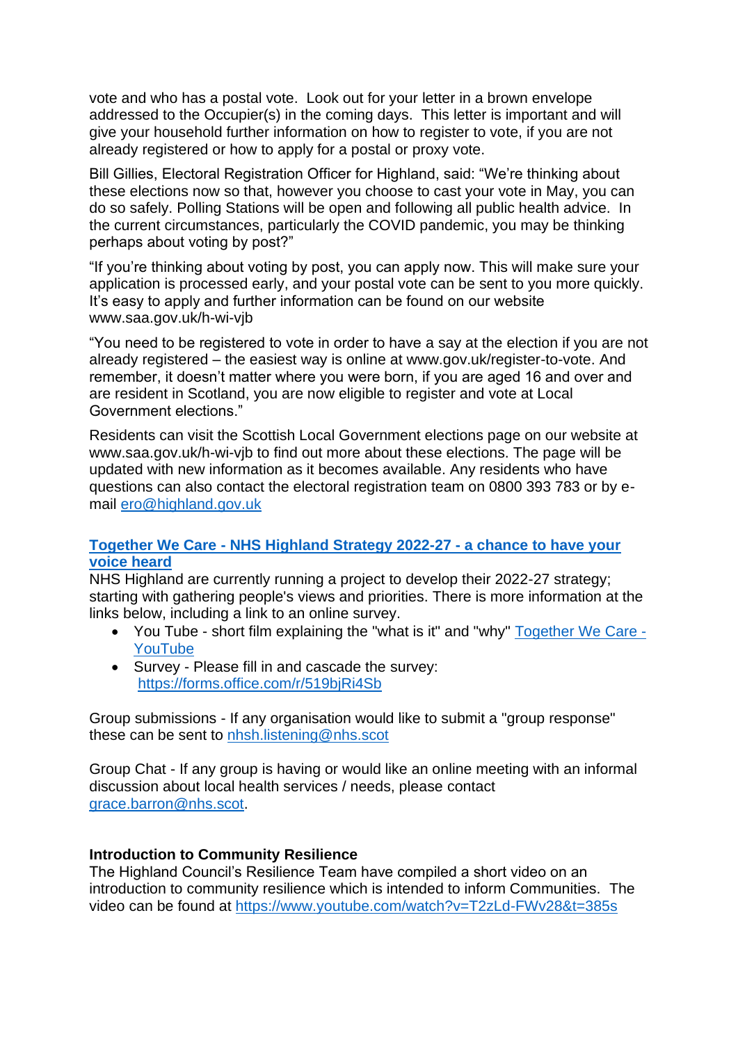vote and who has a postal vote. Look out for your letter in a brown envelope addressed to the Occupier(s) in the coming days. This letter is important and will give your household further information on how to register to vote, if you are not already registered or how to apply for a postal or proxy vote.

Bill Gillies, Electoral Registration Officer for Highland, said: "We're thinking about these elections now so that, however you choose to cast your vote in May, you can do so safely. Polling Stations will be open and following all public health advice. In the current circumstances, particularly the COVID pandemic, you may be thinking perhaps about voting by post?"

"If you're thinking about voting by post, you can apply now. This will make sure your application is processed early, and your postal vote can be sent to you more quickly. It's easy to apply and further information can be found on our website www.saa.gov.uk/h-wi-vjb

"You need to be registered to vote in order to have a say at the election if you are not already registered – the easiest way is online at www.gov.uk/register-to-vote. And remember, it doesn't matter where you were born, if you are aged 16 and over and are resident in Scotland, you are now eligible to register and vote at Local Government elections."

Residents can visit the Scottish Local Government elections page on our website at www.saa.gov.uk/h-wi-vjb to find out more about these elections. The page will be updated with new information as it becomes available. Any residents who have questions can also contact the electoral registration team on 0800 393 783 or by e-mail ero@highland.gov.uk

**Together We Care - NHS Highland Strategy 2022-27 - a chance to have your voice heard**

NHS Highland are currently running a project to develop their 2022-27 strategy; starting with gathering people's views and priorities. There is more information at the links below, including a link to an online survey.

- You Tube - short film explaining the "what is it" and "why" Together We Care - YouTube
- Survey - Please fill in and cascade the survey: https://forms.office.com/r/519bjRi4Sb

Group submissions - If any organisation would like to submit a "group response" these can be sent to nhsh.listening@nhs.scot

Group Chat - If any group is having or would like an online meeting with an informal discussion about local health services / needs, please contact grace.barron@nhs.scot.

**Introduction to Community Resilience**

The Highland Council's Resilience Team have compiled a short video on an introduction to community resilience which is intended to inform Communities. The video can be found at https://www.youtube.com/watch?v=T2zLd-FWv28&t=385s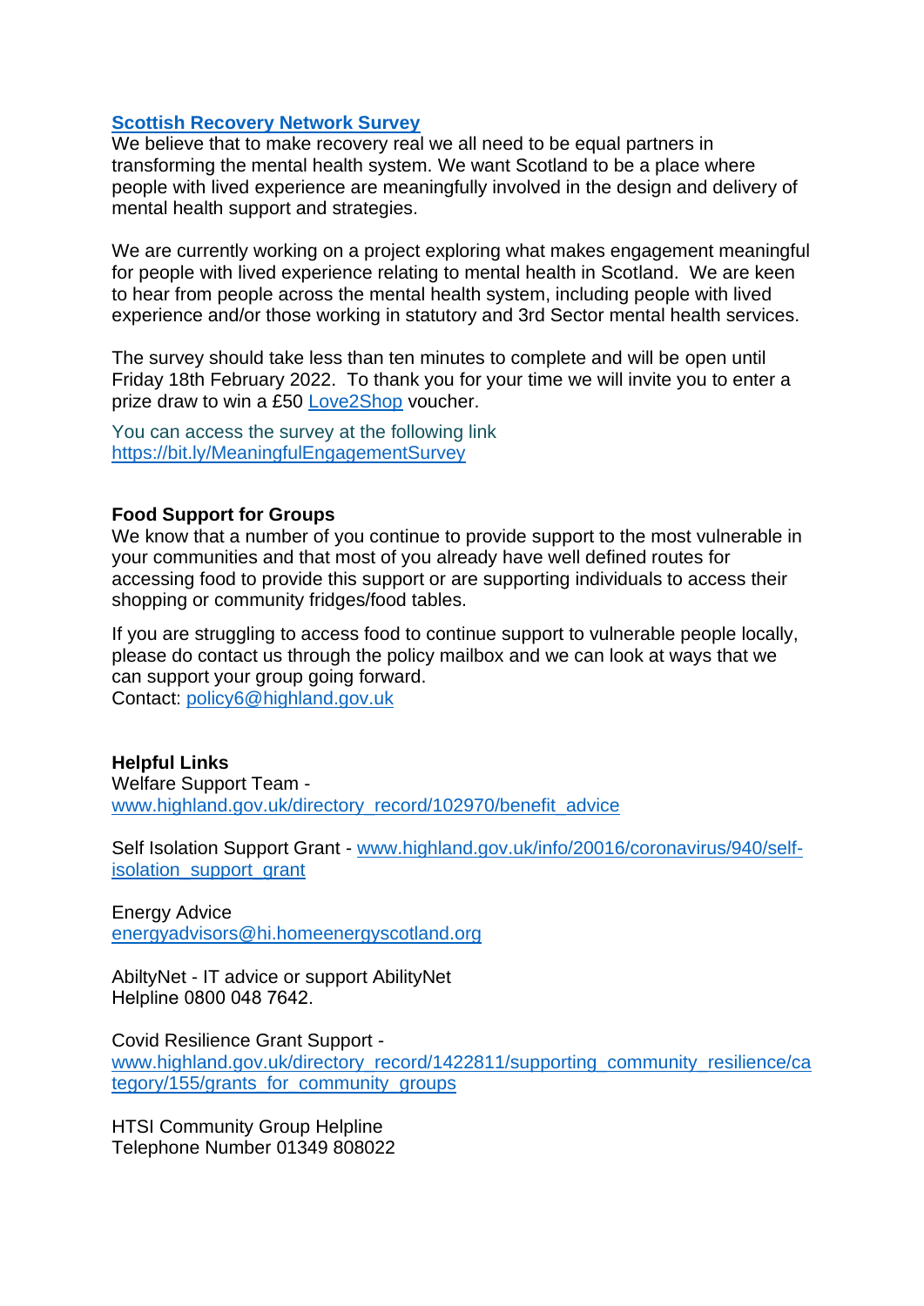**Scottish Recovery Network Survey**

We believe that to make recovery real we all need to be equal partners in transforming the mental health system. We want Scotland to be a place where people with lived experience are meaningfully involved in the design and delivery of mental health support and strategies.

We are currently working on a project exploring what makes engagement meaningful for people with lived experience relating to mental health in Scotland. We are keen to hear from people across the mental health system, including people with lived experience and/or those working in statutory and 3rd Sector mental health services.

The survey should take less than ten minutes to complete and will be open until Friday 18th February 2022. To thank you for your time we will invite you to enter a prize draw to win a £50 Love2Shop voucher.

You can access the survey at the following link
https://bit.ly/MeaningfulEngagementSurvey

**Food Support for Groups**

We know that a number of you continue to provide support to the most vulnerable in your communities and that most of you already have well defined routes for accessing food to provide this support or are supporting individuals to access their shopping or community fridges/food tables.

If you are struggling to access food to continue support to vulnerable people locally, please do contact us through the policy mailbox and we can look at ways that we can support your group going forward.
Contact: policy6@highland.gov.uk

**Helpful Links**

Welfare Support Team -
www.highland.gov.uk/directory_record/102970/benefit_advice

Self Isolation Support Grant - www.highland.gov.uk/info/20016/coronavirus/940/self-isolation_support_grant

Energy Advice
energyadvisors@hi.homeenergyscotland.org

AbiltyNet - IT advice or support AbilityNet
Helpline 0800 048 7642.

Covid Resilience Grant Support -
www.highland.gov.uk/directory_record/1422811/supporting_community_resilience/category/155/grants_for_community_groups

HTSI Community Group Helpline
Telephone Number 01349 808022